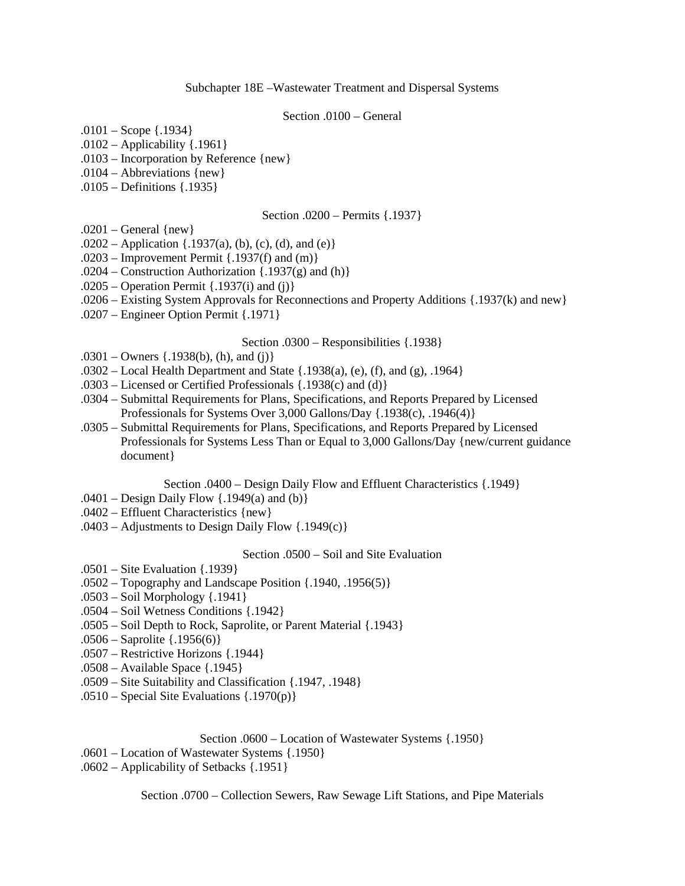# Subchapter 18E –Wastewater Treatment and Dispersal Systems

## Section .0100 – General

.0101 – Scope {.1934}
.0102 – Applicability {.1961}
.0103 – Incorporation by Reference {new}
.0104 – Abbreviations {new}
.0105 – Definitions {.1935}

## Section .0200 – Permits {.1937}

.0201 – General {new}
.0202 – Application {.1937(a), (b), (c), (d), and (e)}
.0203 – Improvement Permit {.1937(f) and (m)}
.0204 – Construction Authorization {.1937(g) and (h)}
.0205 – Operation Permit {.1937(i) and (j)}
.0206 – Existing System Approvals for Reconnections and Property Additions {.1937(k) and new}
.0207 – Engineer Option Permit {.1971}

## Section .0300 – Responsibilities {.1938}

.0301 – Owners {.1938(b), (h), and (j)}
.0302 – Local Health Department and State {.1938(a), (e), (f), and (g), .1964}
.0303 – Licensed or Certified Professionals {.1938(c) and (d)}
.0304 – Submittal Requirements for Plans, Specifications, and Reports Prepared by Licensed Professionals for Systems Over 3,000 Gallons/Day {.1938(c), .1946(4)}
.0305 – Submittal Requirements for Plans, Specifications, and Reports Prepared by Licensed Professionals for Systems Less Than or Equal to 3,000 Gallons/Day {new/current guidance document}

## Section .0400 – Design Daily Flow and Effluent Characteristics {.1949}

.0401 – Design Daily Flow {.1949(a) and (b)}
.0402 – Effluent Characteristics {new}
.0403 – Adjustments to Design Daily Flow {.1949(c)}

## Section .0500 – Soil and Site Evaluation

.0501 – Site Evaluation {.1939}
.0502 – Topography and Landscape Position {.1940, .1956(5)}
.0503 – Soil Morphology {.1941}
.0504 – Soil Wetness Conditions {.1942}
.0505 – Soil Depth to Rock, Saprolite, or Parent Material {.1943}
.0506 – Saprolite {.1956(6)}
.0507 – Restrictive Horizons {.1944}
.0508 – Available Space {.1945}
.0509 – Site Suitability and Classification {.1947, .1948}
.0510 – Special Site Evaluations {.1970(p)}

## Section .0600 – Location of Wastewater Systems {.1950}

.0601 – Location of Wastewater Systems {.1950}
.0602 – Applicability of Setbacks {.1951}

## Section .0700 – Collection Sewers, Raw Sewage Lift Stations, and Pipe Materials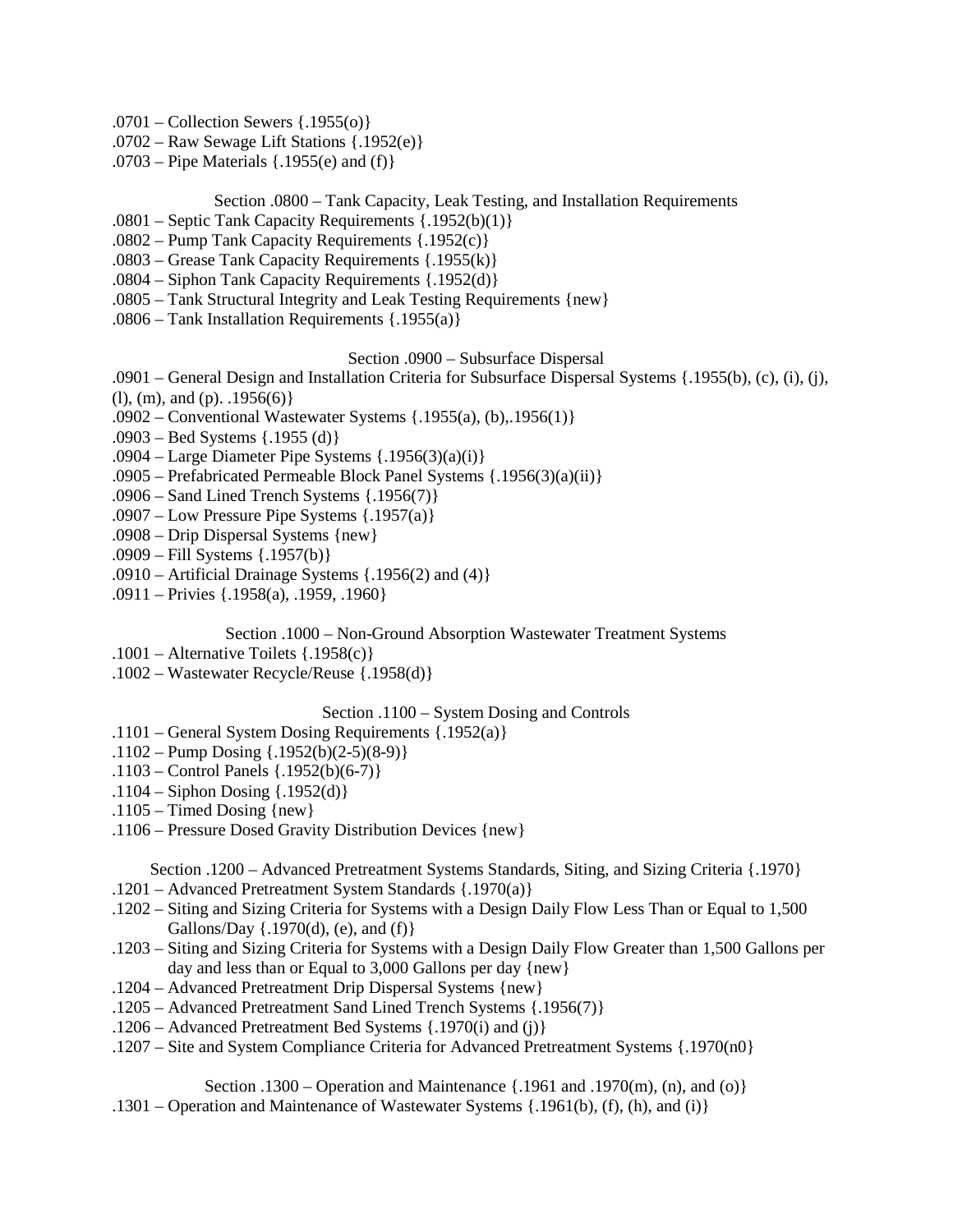.0701 – Collection Sewers {.1955(o)}
.0702 – Raw Sewage Lift Stations {.1952(e)}
.0703 – Pipe Materials {.1955(e) and (f)}

Section .0800 – Tank Capacity, Leak Testing, and Installation Requirements

.0801 – Septic Tank Capacity Requirements {.1952(b)(1)}
.0802 – Pump Tank Capacity Requirements {.1952(c)}
.0803 – Grease Tank Capacity Requirements {.1955(k)}
.0804 – Siphon Tank Capacity Requirements {.1952(d)}
.0805 – Tank Structural Integrity and Leak Testing Requirements {new}
.0806 – Tank Installation Requirements {.1955(a)}

Section .0900 – Subsurface Dispersal

.0901 – General Design and Installation Criteria for Subsurface Dispersal Systems {.1955(b), (c), (i), (j), (l), (m), and (p). .1956(6)}
.0902 – Conventional Wastewater Systems {.1955(a), (b),.1956(1)}
.0903 – Bed Systems {.1955 (d)}
.0904 – Large Diameter Pipe Systems {.1956(3)(a)(i)}
.0905 – Prefabricated Permeable Block Panel Systems {.1956(3)(a)(ii)}
.0906 – Sand Lined Trench Systems {.1956(7)}
.0907 – Low Pressure Pipe Systems {.1957(a)}
.0908 – Drip Dispersal Systems {new}
.0909 – Fill Systems {.1957(b)}
.0910 – Artificial Drainage Systems {.1956(2) and (4)}
.0911 – Privies {.1958(a), .1959, .1960}

Section .1000 – Non-Ground Absorption Wastewater Treatment Systems

.1001 – Alternative Toilets {.1958(c)}
.1002 – Wastewater Recycle/Reuse {.1958(d)}

Section .1100 – System Dosing and Controls

.1101 – General System Dosing Requirements {.1952(a)}
.1102 – Pump Dosing {.1952(b)(2-5)(8-9)}
.1103 – Control Panels {.1952(b)(6-7)}
.1104 – Siphon Dosing {.1952(d)}
.1105 – Timed Dosing {new}
.1106 – Pressure Dosed Gravity Distribution Devices {new}

Section .1200 – Advanced Pretreatment Systems Standards, Siting, and Sizing Criteria {.1970}

.1201 – Advanced Pretreatment System Standards {.1970(a)}
.1202 – Siting and Sizing Criteria for Systems with a Design Daily Flow Less Than or Equal to 1,500 Gallons/Day {.1970(d), (e), and (f)}
.1203 – Siting and Sizing Criteria for Systems with a Design Daily Flow Greater than 1,500 Gallons per day and less than or Equal to 3,000 Gallons per day {new}
.1204 – Advanced Pretreatment Drip Dispersal Systems {new}
.1205 – Advanced Pretreatment Sand Lined Trench Systems {.1956(7)}
.1206 – Advanced Pretreatment Bed Systems {.1970(i) and (j)}
.1207 – Site and System Compliance Criteria for Advanced Pretreatment Systems {.1970(n0}

Section .1300 – Operation and Maintenance {.1961 and .1970(m), (n), and (o)}

.1301 – Operation and Maintenance of Wastewater Systems {.1961(b), (f), (h), and (i)}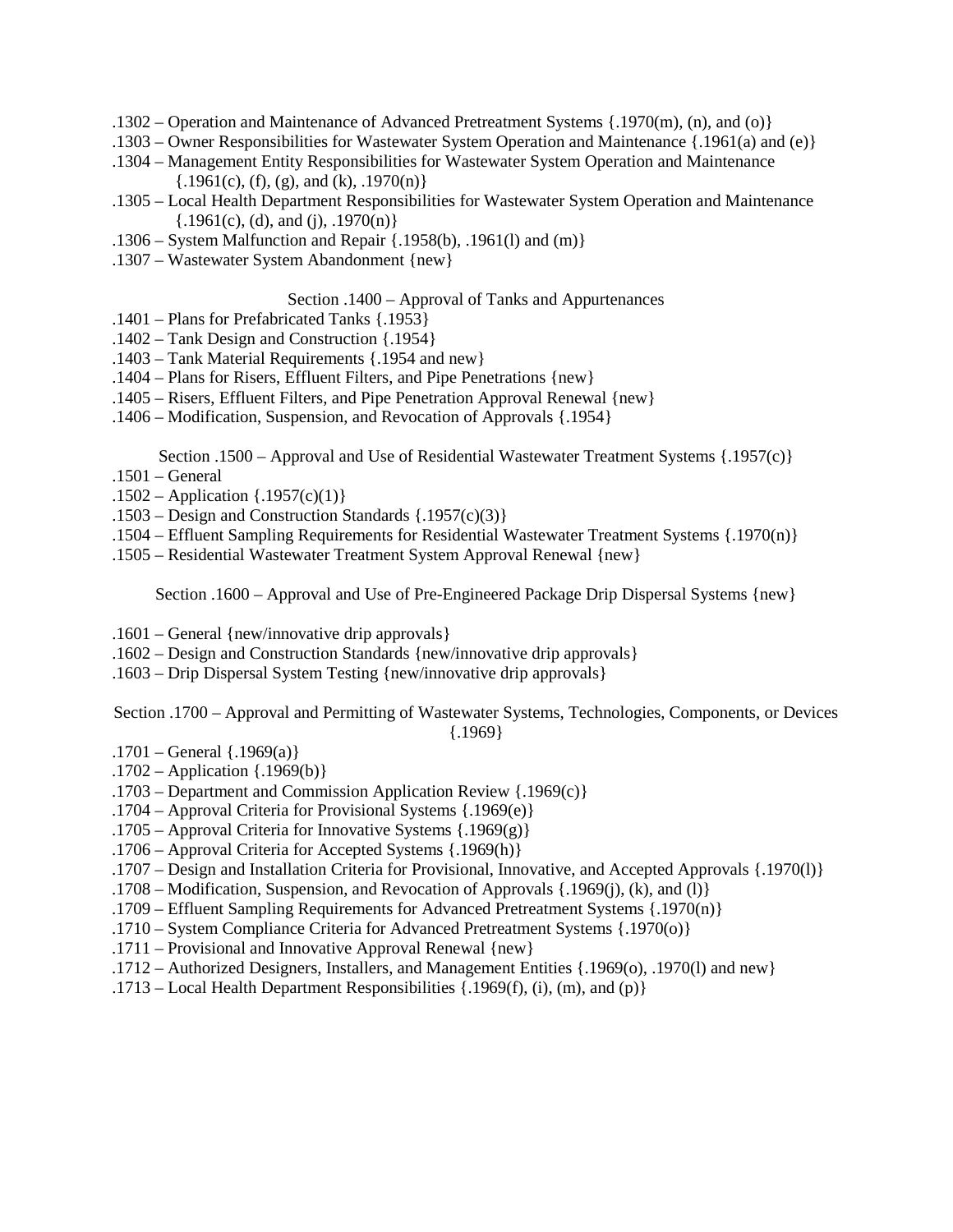.1302 – Operation and Maintenance of Advanced Pretreatment Systems {.1970(m), (n), and (o)}
.1303 – Owner Responsibilities for Wastewater System Operation and Maintenance {.1961(a) and (e)}
.1304 – Management Entity Responsibilities for Wastewater System Operation and Maintenance {.1961(c), (f), (g), and (k), .1970(n)}
.1305 – Local Health Department Responsibilities for Wastewater System Operation and Maintenance {.1961(c), (d), and (j), .1970(n)}
.1306 – System Malfunction and Repair {.1958(b), .1961(l) and (m)}
.1307 – Wastewater System Abandonment {new}

Section .1400 – Approval of Tanks and Appurtenances

.1401 – Plans for Prefabricated Tanks {.1953}
.1402 – Tank Design and Construction {.1954}
.1403 – Tank Material Requirements {.1954 and new}
.1404 – Plans for Risers, Effluent Filters, and Pipe Penetrations {new}
.1405 – Risers, Effluent Filters, and Pipe Penetration Approval Renewal {new}
.1406 – Modification, Suspension, and Revocation of Approvals {.1954}

Section .1500 – Approval and Use of Residential Wastewater Treatment Systems {.1957(c)}

.1501 – General
.1502 – Application {.1957(c)(1)}
.1503 – Design and Construction Standards {.1957(c)(3)}
.1504 – Effluent Sampling Requirements for Residential Wastewater Treatment Systems {.1970(n)}
.1505 – Residential Wastewater Treatment System Approval Renewal {new}

Section .1600 – Approval and Use of Pre-Engineered Package Drip Dispersal Systems {new}

.1601 – General {new/innovative drip approvals}
.1602 – Design and Construction Standards {new/innovative drip approvals}
.1603 – Drip Dispersal System Testing {new/innovative drip approvals}

Section .1700 – Approval and Permitting of Wastewater Systems, Technologies, Components, or Devices {.1969}

.1701 – General {.1969(a)}
.1702 – Application {.1969(b)}
.1703 – Department and Commission Application Review {.1969(c)}
.1704 – Approval Criteria for Provisional Systems {.1969(e)}
.1705 – Approval Criteria for Innovative Systems {.1969(g)}
.1706 – Approval Criteria for Accepted Systems {.1969(h)}
.1707 – Design and Installation Criteria for Provisional, Innovative, and Accepted Approvals {.1970(l)}
.1708 – Modification, Suspension, and Revocation of Approvals {.1969(j), (k), and (l)}
.1709 – Effluent Sampling Requirements for Advanced Pretreatment Systems {.1970(n)}
.1710 – System Compliance Criteria for Advanced Pretreatment Systems {.1970(o)}
.1711 – Provisional and Innovative Approval Renewal {new}
.1712 – Authorized Designers, Installers, and Management Entities {.1969(o), .1970(l) and new}
.1713 – Local Health Department Responsibilities {.1969(f), (i), (m), and (p)}